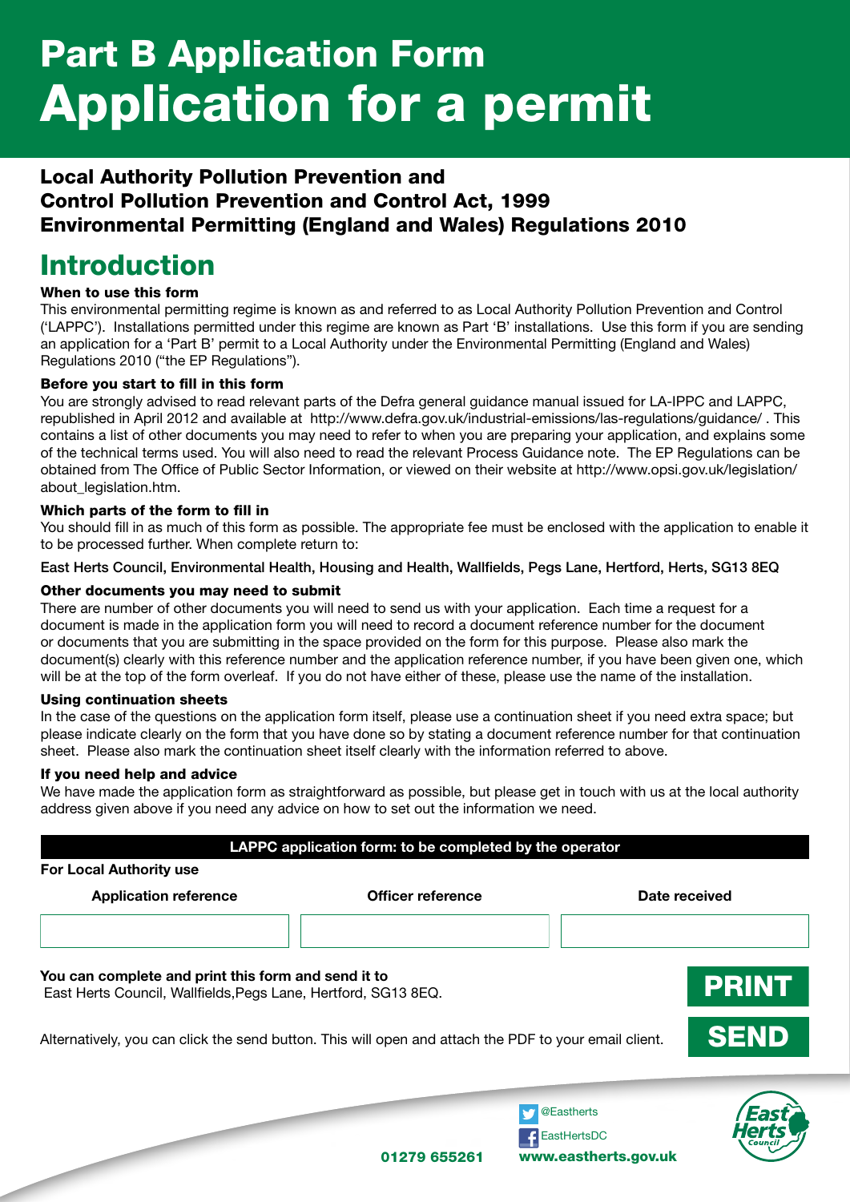# Part B Application Form
# Application for a permit

**Local Authority Pollution Prevention and Control Pollution Prevention and Control Act, 1999 Environmental Permitting (England and Wales) Regulations 2010**

## Introduction

**When to use this form**

This environmental permitting regime is known as and referred to as Local Authority Pollution Prevention and Control ('LAPPC'). Installations permitted under this regime are known as Part 'B' installations. Use this form if you are sending an application for a 'Part B' permit to a Local Authority under the Environmental Permitting (England and Wales) Regulations 2010 ("the EP Regulations").

**Before you start to fill in this form**

You are strongly advised to read relevant parts of the Defra general guidance manual issued for LA-IPPC and LAPPC, republished in April 2012 and available at http://www.defra.gov.uk/industrial-emissions/las-regulations/guidance/ . This contains a list of other documents you may need to refer to when you are preparing your application, and explains some of the technical terms used. You will also need to read the relevant Process Guidance note. The EP Regulations can be obtained from The Office of Public Sector Information, or viewed on their website at http://www.opsi.gov.uk/legislation/about_legislation.htm.

**Which parts of the form to fill in**

You should fill in as much of this form as possible. The appropriate fee must be enclosed with the application to enable it to be processed further. When complete return to:

East Herts Council, Environmental Health, Housing and Health, Wallfields, Pegs Lane, Hertford, Herts, SG13 8EQ

**Other documents you may need to submit**

There are number of other documents you will need to send us with your application. Each time a request for a document is made in the application form you will need to record a document reference number for the document or documents that you are submitting in the space provided on the form for this purpose. Please also mark the document(s) clearly with this reference number and the application reference number, if you have been given one, which will be at the top of the form overleaf. If you do not have either of these, please use the name of the installation.

**Using continuation sheets**

In the case of the questions on the application form itself, please use a continuation sheet if you need extra space; but please indicate clearly on the form that you have done so by stating a document reference number for that continuation sheet. Please also mark the continuation sheet itself clearly with the information referred to above.

**If you need help and advice**

We have made the application form as straightforward as possible, but please get in touch with us at the local authority address given above if you need any advice on how to set out the information we need.

**LAPPC application form: to be completed by the operator**

**For Local Authority use**

| Application reference | Officer reference | Date received |
|---|---|---|
| | | |

**You can complete and print this form and send it to**
East Herts Council, Wallfields,Pegs Lane, Hertford, SG13 8EQ.

PRINT

Alternatively, you can click the send button. This will open and attach the PDF to your email client.

SEND

@Eastherts
EastHertsDC
01279 655261 www.eastherts.gov.uk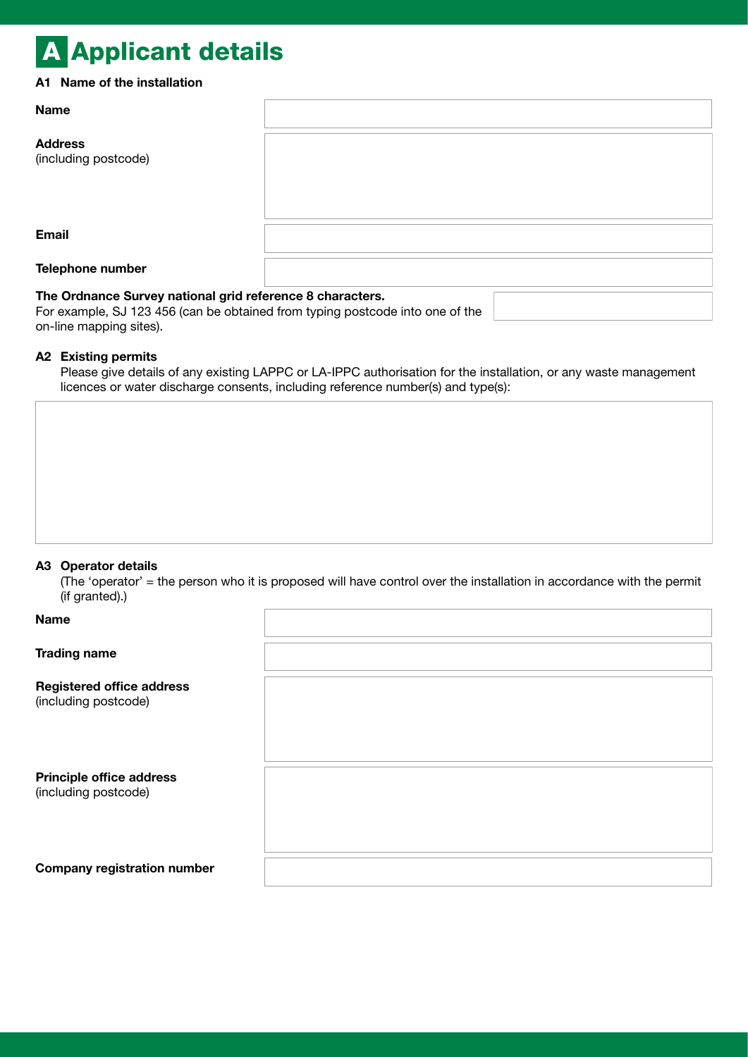# A Applicant details

### A1 Name of the installation

**Name**

**Address**
(including postcode)

**Email**

**Telephone number**

**The Ordnance Survey national grid reference 8 characters.**
For example, SJ 123 456 (can be obtained from typing postcode into one of the on-line mapping sites).

### A2 Existing permits

Please give details of any existing LAPPC or LA-IPPC authorisation for the installation, or any waste management licences or water discharge consents, including reference number(s) and type(s):

### A3 Operator details

(The 'operator' = the person who it is proposed will have control over the installation in accordance with the permit (if granted).)

**Name**

**Trading name**

**Registered office address**
(including postcode)

**Principle office address**
(including postcode)

**Company registration number**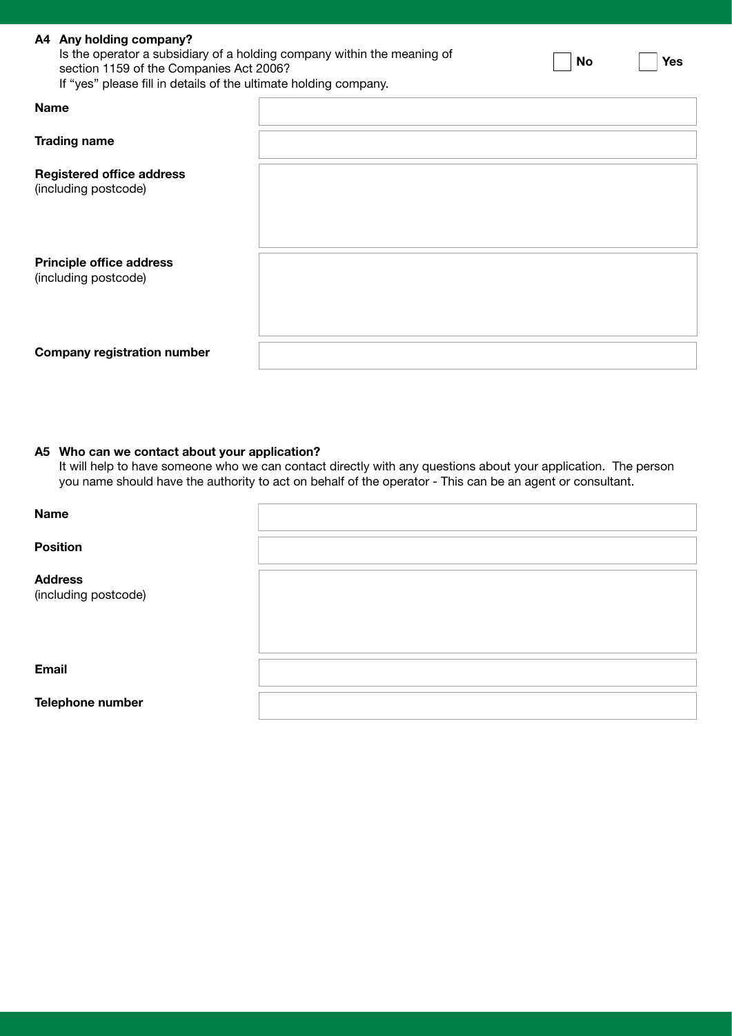### A4 Any holding company?

Is the operator a subsidiary of a holding company within the meaning of section 1159 of the Companies Act 2006?

If "yes" please fill in details of the ultimate holding company.

☐ **No** ☐ **Yes**

| | |
|---|---|
| **Name** | |
| **Trading name** | |
| **Registered office address** (including postcode) | |
| **Principle office address** (including postcode) | |
| **Company registration number** | |

### A5 Who can we contact about your application?

It will help to have someone who we can contact directly with any questions about your application. The person you name should have the authority to act on behalf of the operator - This can be an agent or consultant.

| | |
|---|---|
| **Name** | |
| **Position** | |
| **Address** (including postcode) | |
| **Email** | |
| **Telephone number** | |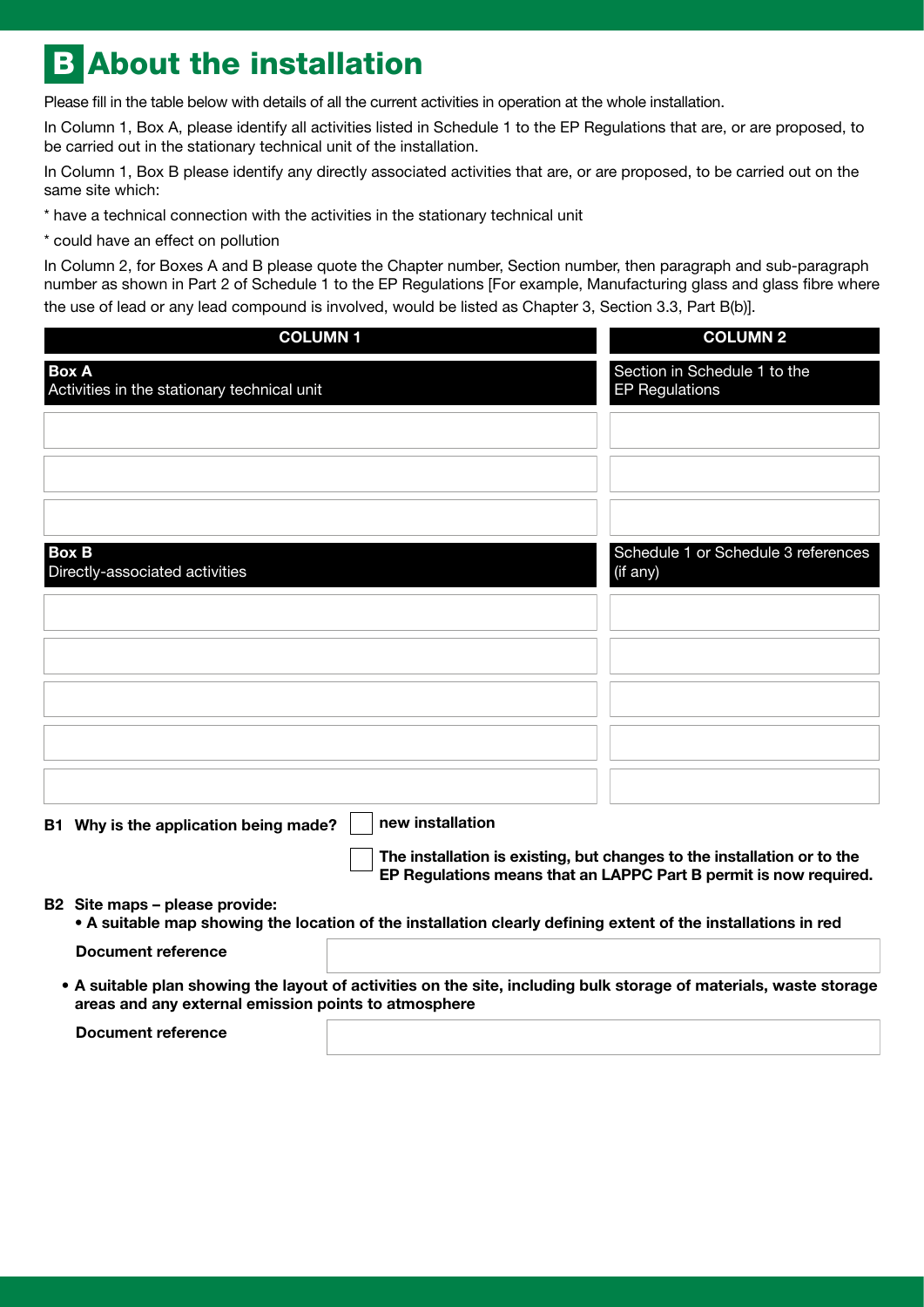# B About the installation

Please fill in the table below with details of all the current activities in operation at the whole installation.

In Column 1, Box A, please identify all activities listed in Schedule 1 to the EP Regulations that are, or are proposed, to be carried out in the stationary technical unit of the installation.

In Column 1, Box B please identify any directly associated activities that are, or are proposed, to be carried out on the same site which:

* have a technical connection with the activities in the stationary technical unit
* could have an effect on pollution

In Column 2, for Boxes A and B please quote the Chapter number, Section number, then paragraph and sub-paragraph number as shown in Part 2 of Schedule 1 to the EP Regulations [For example, Manufacturing glass and glass fibre where the use of lead or any lead compound is involved, would be listed as Chapter 3, Section 3.3, Part B(b)].

| COLUMN 1 | COLUMN 2 |
|---|---|
| **Box A** Activities in the stationary technical unit | Section in Schedule 1 to the EP Regulations |
| | |
| | |
| | |
| **Box B** Directly-associated activities | Schedule 1 or Schedule 3 references (if any) |
| | |
| | |
| | |
| | |
| | |

**B1 Why is the application being made?**

☐ **new installation**

☐ **The installation is existing, but changes to the installation or to the EP Regulations means that an LAPPC Part B permit is now required.**

**B2 Site maps – please provide:**

- **A suitable map showing the location of the installation clearly defining extent of the installations in red**

**Document reference** ____________________

- **A suitable plan showing the layout of activities on the site, including bulk storage of materials, waste storage areas and any external emission points to atmosphere**

**Document reference** ____________________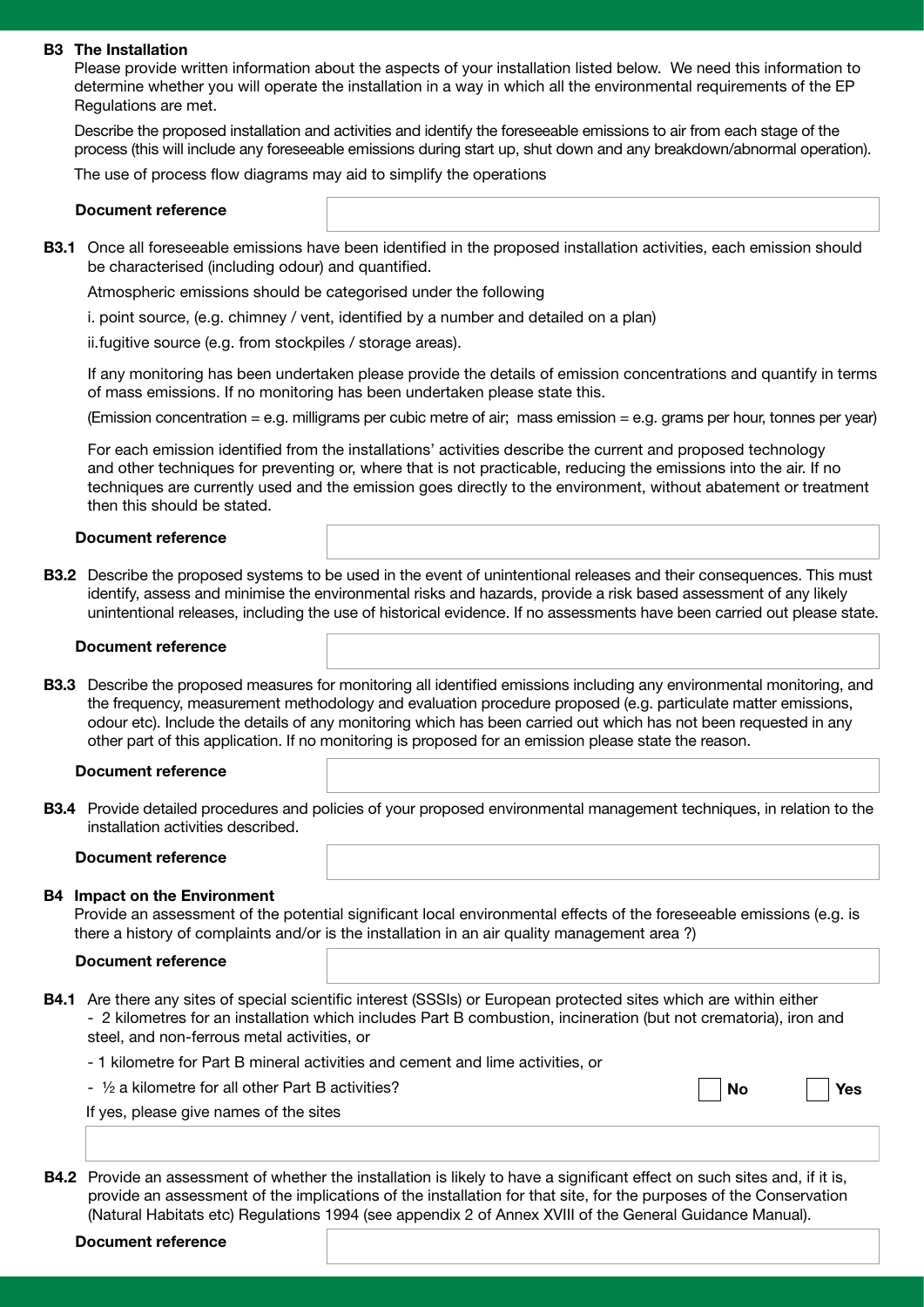## B3 The Installation

Please provide written information about the aspects of your installation listed below. We need this information to determine whether you will operate the installation in a way in which all the environmental requirements of the EP Regulations are met.

Describe the proposed installation and activities and identify the foreseeable emissions to air from each stage of the process (this will include any foreseeable emissions during start up, shut down and any breakdown/abnormal operation).

The use of process flow diagrams may aid to simplify the operations

**Document reference**

**B3.1** Once all foreseeable emissions have been identified in the proposed installation activities, each emission should be characterised (including odour) and quantified.

Atmospheric emissions should be categorised under the following

i. point source, (e.g. chimney / vent, identified by a number and detailed on a plan)

ii.fugitive source (e.g. from stockpiles / storage areas).

If any monitoring has been undertaken please provide the details of emission concentrations and quantify in terms of mass emissions. If no monitoring has been undertaken please state this.

(Emission concentration = e.g. milligrams per cubic metre of air; mass emission = e.g. grams per hour, tonnes per year)

For each emission identified from the installations' activities describe the current and proposed technology and other techniques for preventing or, where that is not practicable, reducing the emissions into the air. If no techniques are currently used and the emission goes directly to the environment, without abatement or treatment then this should be stated.

**Document reference**

**B3.2** Describe the proposed systems to be used in the event of unintentional releases and their consequences. This must identify, assess and minimise the environmental risks and hazards, provide a risk based assessment of any likely unintentional releases, including the use of historical evidence. If no assessments have been carried out please state.

**Document reference**

**B3.3** Describe the proposed measures for monitoring all identified emissions including any environmental monitoring, and the frequency, measurement methodology and evaluation procedure proposed (e.g. particulate matter emissions, odour etc). Include the details of any monitoring which has been carried out which has not been requested in any other part of this application. If no monitoring is proposed for an emission please state the reason.

**Document reference**

**B3.4** Provide detailed procedures and policies of your proposed environmental management techniques, in relation to the installation activities described.

**Document reference**

## B4 Impact on the Environment

Provide an assessment of the potential significant local environmental effects of the foreseeable emissions (e.g. is there a history of complaints and/or is the installation in an air quality management area ?)

**Document reference**

**B4.1** Are there any sites of special scientific interest (SSSIs) or European protected sites which are within either
- 2 kilometres for an installation which includes Part B combustion, incineration (but not crematoria), iron and steel, and non-ferrous metal activities, or
- 1 kilometre for Part B mineral activities and cement and lime activities, or
- ½ a kilometre for all other Part B activities?

☐ No ☐ Yes

If yes, please give names of the sites

**B4.2** Provide an assessment of whether the installation is likely to have a significant effect on such sites and, if it is, provide an assessment of the implications of the installation for that site, for the purposes of the Conservation (Natural Habitats etc) Regulations 1994 (see appendix 2 of Annex XVIII of the General Guidance Manual).

**Document reference**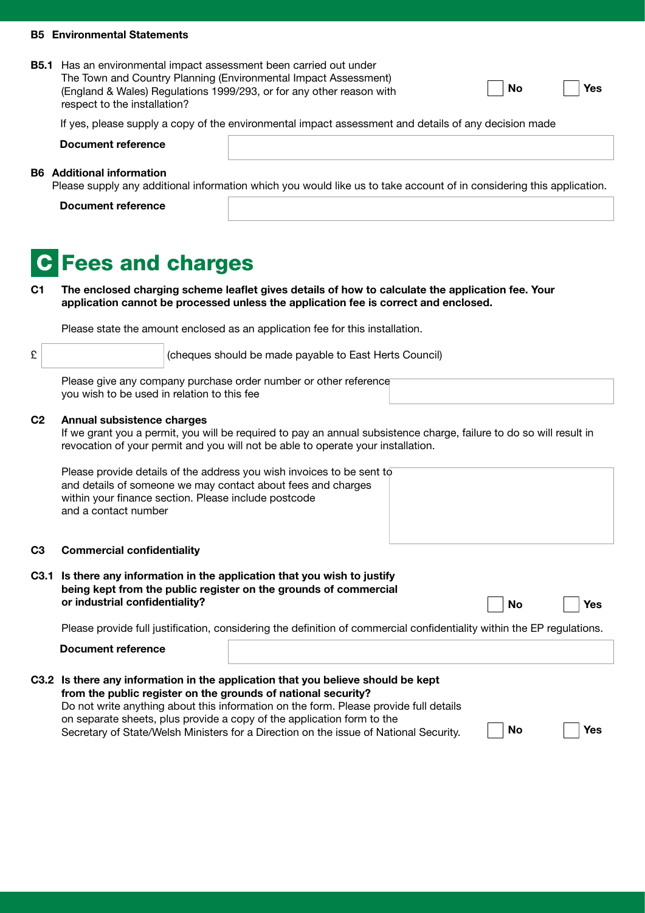### B5 Environmental Statements

**B5.1** Has an environmental impact assessment been carried out under The Town and Country Planning (Environmental Impact Assessment) (England & Wales) Regulations 1999/293, or for any other reason with respect to the installation?

☐ **No** ☐ **Yes**

If yes, please supply a copy of the environmental impact assessment and details of any decision made

**Document reference** \_\_\_\_\_\_\_\_\_\_\_\_\_\_\_\_

### B6 Additional information

Please supply any additional information which you would like us to take account of in considering this application.

**Document reference** \_\_\_\_\_\_\_\_\_\_\_\_\_\_\_\_

# C Fees and charges

**C1 The enclosed charging scheme leaflet gives details of how to calculate the application fee. Your application cannot be processed unless the application fee is correct and enclosed.**

Please state the amount enclosed as an application fee for this installation.

£ \_\_\_\_\_\_\_\_ (cheques should be made payable to East Herts Council)

Please give any company purchase order number or other reference you wish to be used in relation to this fee \_\_\_\_\_\_\_\_\_\_\_\_\_\_\_\_

**C2 Annual subsistence charges**

If we grant you a permit, you will be required to pay an annual subsistence charge, failure to do so will result in revocation of your permit and you will not be able to operate your installation.

Please provide details of the address you wish invoices to be sent to and details of someone we may contact about fees and charges within your finance section. Please include postcode and a contact number \_\_\_\_\_\_\_\_\_\_\_\_\_\_\_\_

**C3 Commercial confidentiality**

**C3.1 Is there any information in the application that you wish to justify being kept from the public register on the grounds of commercial or industrial confidentiality?**

☐ **No** ☐ **Yes**

Please provide full justification, considering the definition of commercial confidentiality within the EP regulations.

**Document reference** \_\_\_\_\_\_\_\_\_\_\_\_\_\_\_\_

**C3.2 Is there any information in the application that you believe should be kept from the public register on the grounds of national security?**

Do not write anything about this information on the form. Please provide full details on separate sheets, plus provide a copy of the application form to the Secretary of State/Welsh Ministers for a Direction on the issue of National Security.

☐ **No** ☐ **Yes**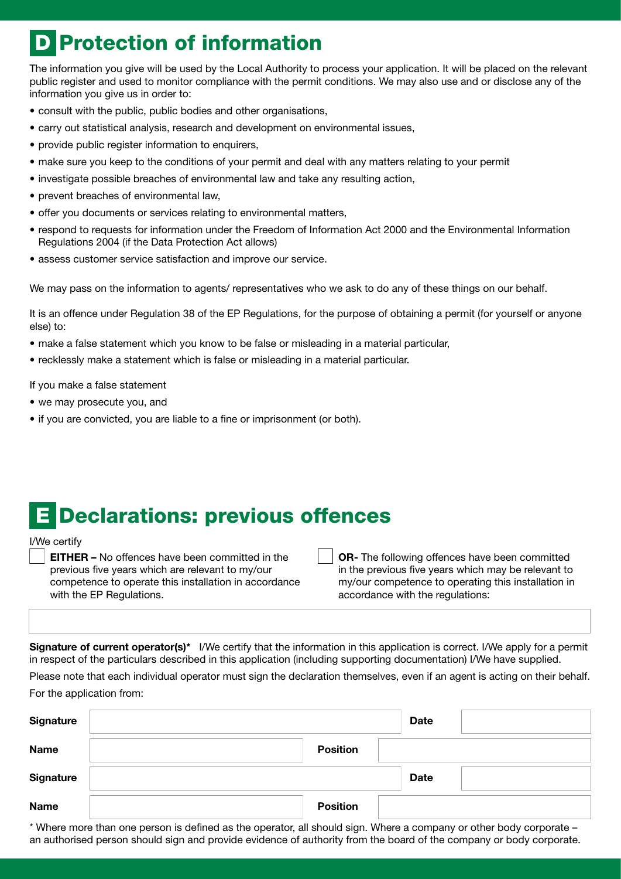# D Protection of information

The information you give will be used by the Local Authority to process your application. It will be placed on the relevant public register and used to monitor compliance with the permit conditions. We may also use and or disclose any of the information you give us in order to:

- consult with the public, public bodies and other organisations,
- carry out statistical analysis, research and development on environmental issues,
- provide public register information to enquirers,
- make sure you keep to the conditions of your permit and deal with any matters relating to your permit
- investigate possible breaches of environmental law and take any resulting action,
- prevent breaches of environmental law,
- offer you documents or services relating to environmental matters,
- respond to requests for information under the Freedom of Information Act 2000 and the Environmental Information Regulations 2004 (if the Data Protection Act allows)
- assess customer service satisfaction and improve our service.

We may pass on the information to agents/ representatives who we ask to do any of these things on our behalf.

It is an offence under Regulation 38 of the EP Regulations, for the purpose of obtaining a permit (for yourself or anyone else) to:

- make a false statement which you know to be false or misleading in a material particular,
- recklessly make a statement which is false or misleading in a material particular.

If you make a false statement

- we may prosecute you, and
- if you are convicted, you are liable to a fine or imprisonment (or both).

# E Declarations: previous offences

I/We certify

☐ **EITHER –** No offences have been committed in the previous five years which are relevant to my/our competence to operate this installation in accordance with the EP Regulations.

☐ **OR-** The following offences have been committed in the previous five years which may be relevant to my/our competence to operating this installation in accordance with the regulations:

| |
|---|
| |

**Signature of current operator(s)*** I/We certify that the information in this application is correct. I/We apply for a permit in respect of the particulars described in this application (including supporting documentation) I/We have supplied.

Please note that each individual operator must sign the declaration themselves, even if an agent is acting on their behalf.

For the application from:

| | | | |
|---|---|---|---|
| **Signature** | | **Date** | |
| **Name** | | **Position** | |
| **Signature** | | **Date** | |
| **Name** | | **Position** | |

* Where more than one person is defined as the operator, all should sign. Where a company or other body corporate – an authorised person should sign and provide evidence of authority from the board of the company or body corporate.